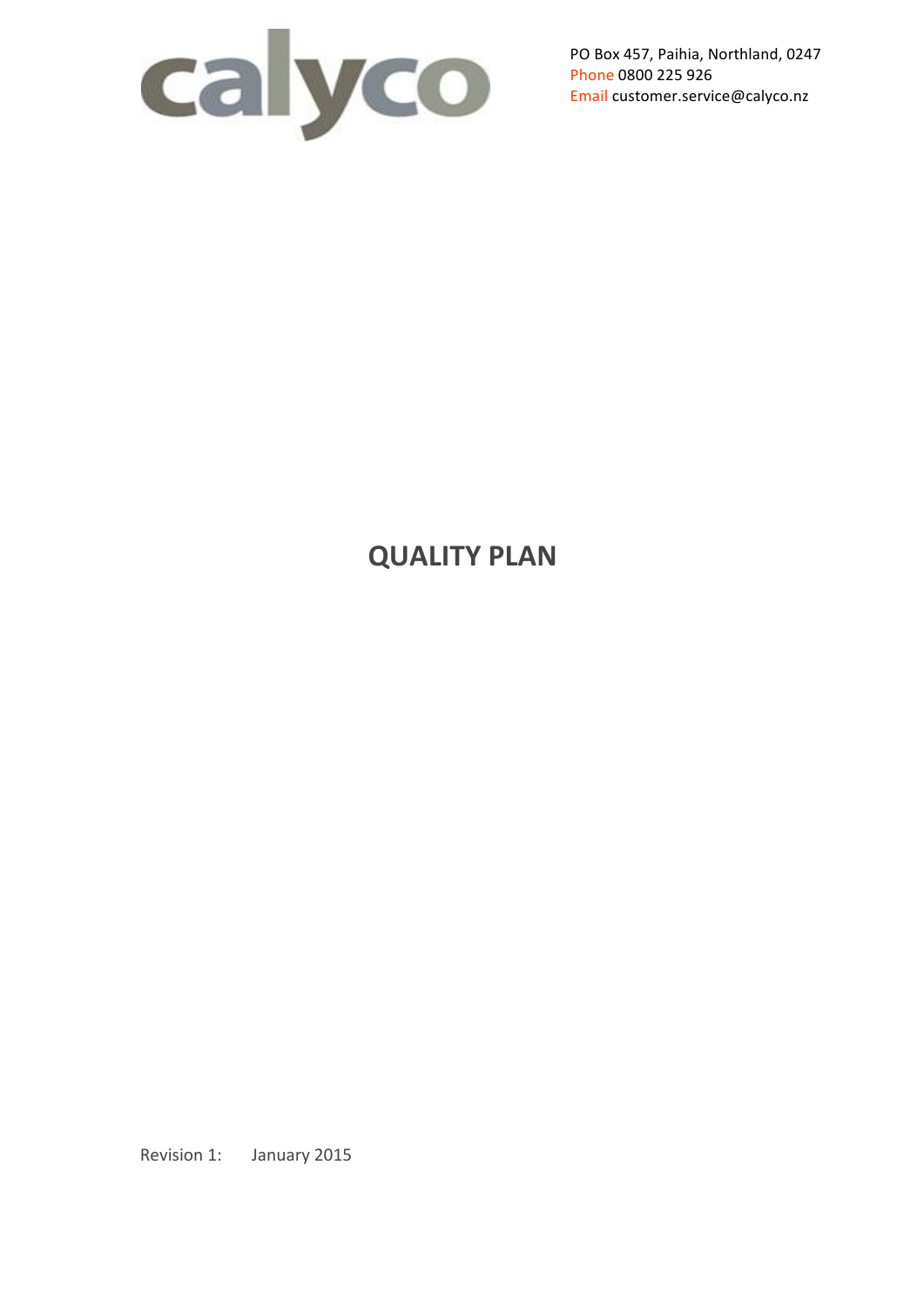calyco

PO Box 457, Paihia, Northland, 0247
Phone 0800 225 926
Email customer.service@calyco.nz

# QUALITY PLAN

Revision 1: January 2015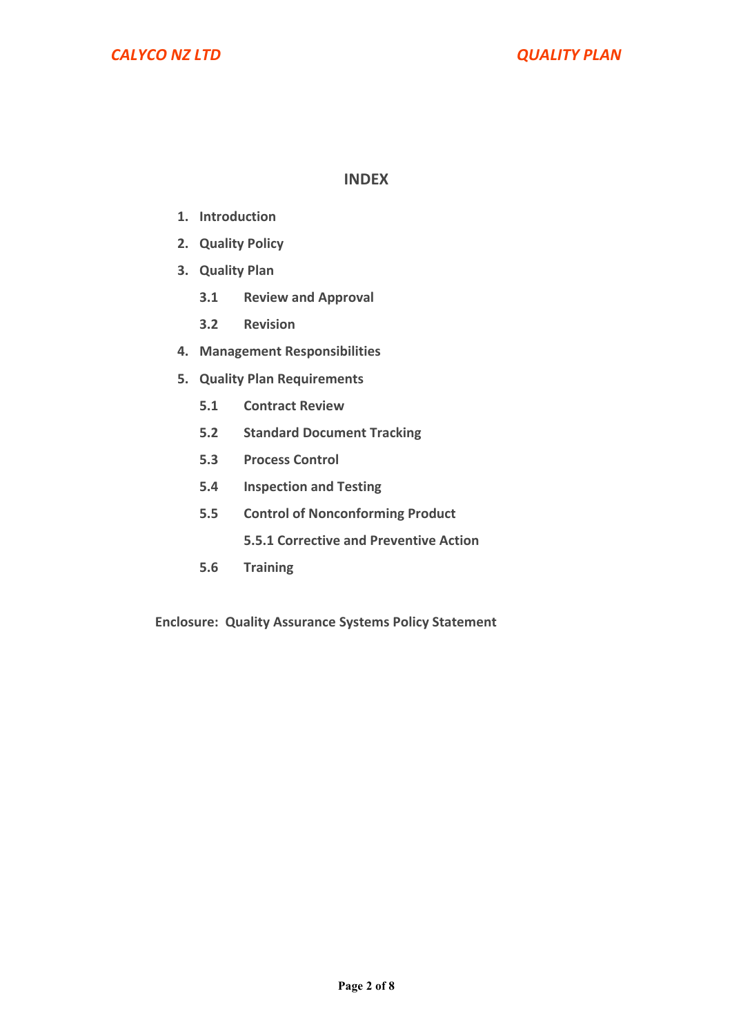## INDEX

1. **Introduction**
2. **Quality Policy**
3. **Quality Plan**
   - **3.1 Review and Approval**
   - **3.2 Revision**
4. **Management Responsibilities**
5. **Quality Plan Requirements**
   - **5.1 Contract Review**
   - **5.2 Standard Document Tracking**
   - **5.3 Process Control**
   - **5.4 Inspection and Testing**
   - **5.5 Control of Nonconforming Product**
     - **5.5.1 Corrective and Preventive Action**
   - **5.6 Training**

**Enclosure: Quality Assurance Systems Policy Statement**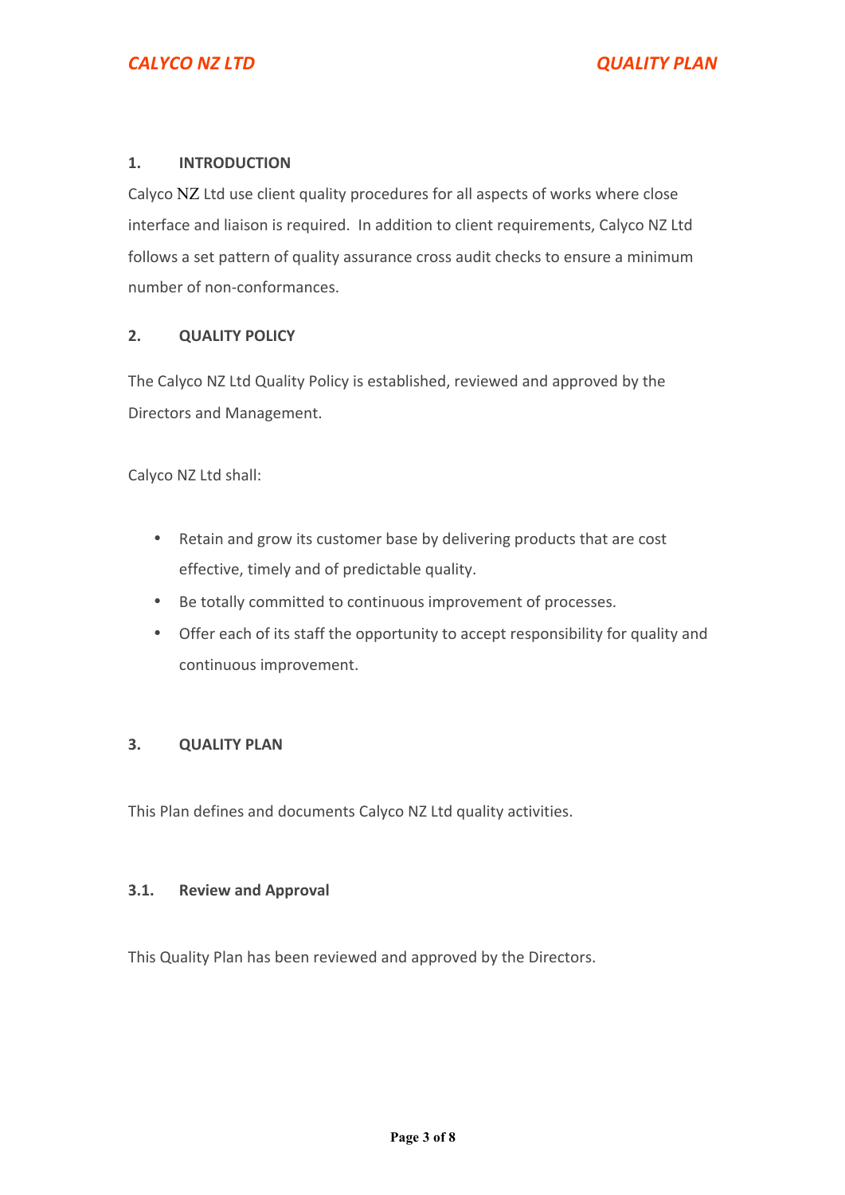## 1. INTRODUCTION

Calyco NZ Ltd use client quality procedures for all aspects of works where close interface and liaison is required. In addition to client requirements, Calyco NZ Ltd follows a set pattern of quality assurance cross audit checks to ensure a minimum number of non-conformances.

## 2. QUALITY POLICY

The Calyco NZ Ltd Quality Policy is established, reviewed and approved by the Directors and Management.

Calyco NZ Ltd shall:

- Retain and grow its customer base by delivering products that are cost effective, timely and of predictable quality.
- Be totally committed to continuous improvement of processes.
- Offer each of its staff the opportunity to accept responsibility for quality and continuous improvement.

## 3. QUALITY PLAN

This Plan defines and documents Calyco NZ Ltd quality activities.

### 3.1. Review and Approval

This Quality Plan has been reviewed and approved by the Directors.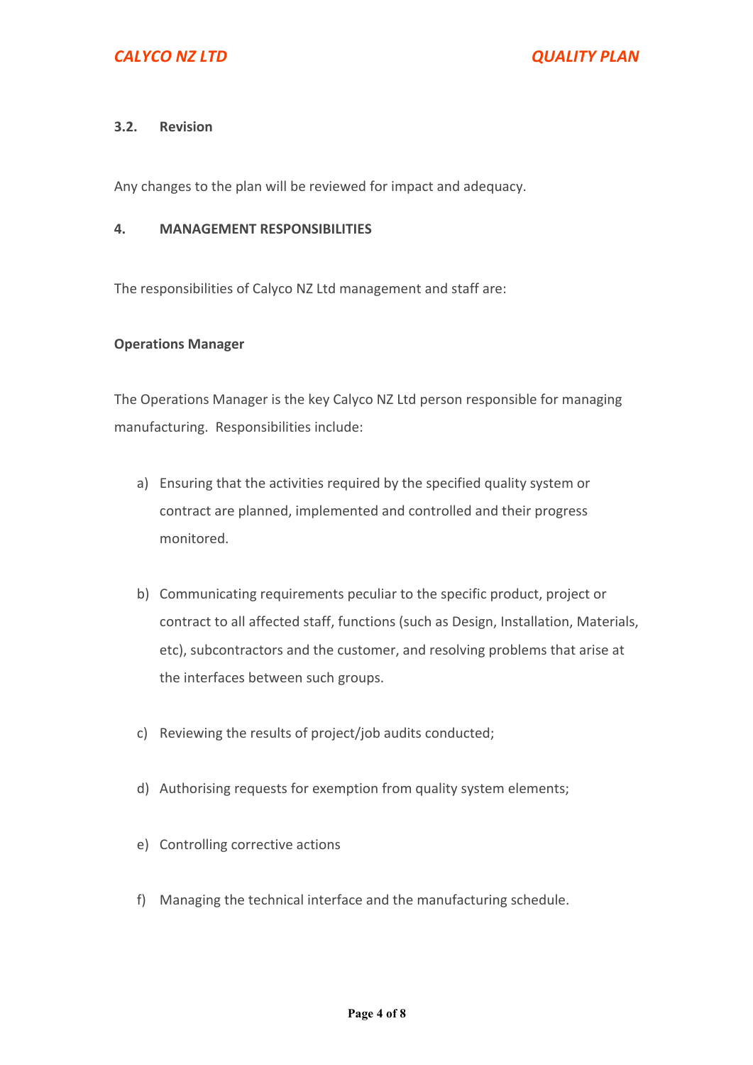### 3.2. Revision

Any changes to the plan will be reviewed for impact and adequacy.

## 4. MANAGEMENT RESPONSIBILITIES

The responsibilities of Calyco NZ Ltd management and staff are:

**Operations Manager**

The Operations Manager is the key Calyco NZ Ltd person responsible for managing manufacturing. Responsibilities include:

a) Ensuring that the activities required by the specified quality system or contract are planned, implemented and controlled and their progress monitored.

b) Communicating requirements peculiar to the specific product, project or contract to all affected staff, functions (such as Design, Installation, Materials, etc), subcontractors and the customer, and resolving problems that arise at the interfaces between such groups.

c) Reviewing the results of project/job audits conducted;

d) Authorising requests for exemption from quality system elements;

e) Controlling corrective actions

f) Managing the technical interface and the manufacturing schedule.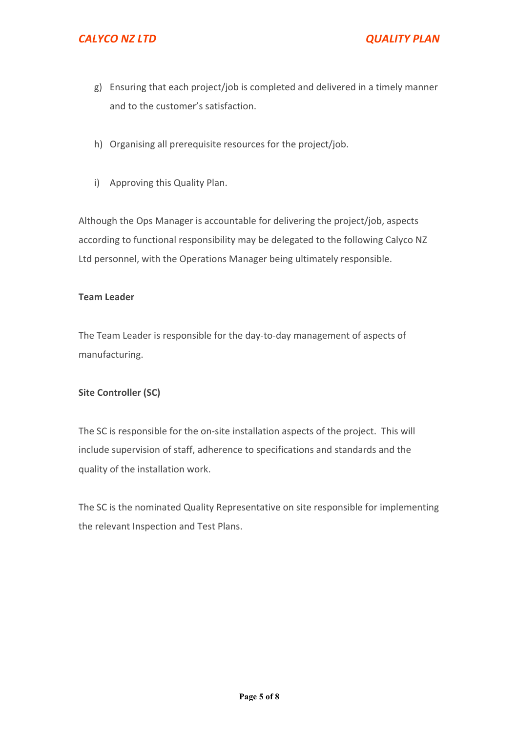g) Ensuring that each project/job is completed and delivered in a timely manner and to the customer's satisfaction.

h) Organising all prerequisite resources for the project/job.

i) Approving this Quality Plan.

Although the Ops Manager is accountable for delivering the project/job, aspects according to functional responsibility may be delegated to the following Calyco NZ Ltd personnel, with the Operations Manager being ultimately responsible.

**Team Leader**

The Team Leader is responsible for the day-to-day management of aspects of manufacturing.

**Site Controller (SC)**

The SC is responsible for the on-site installation aspects of the project. This will include supervision of staff, adherence to specifications and standards and the quality of the installation work.

The SC is the nominated Quality Representative on site responsible for implementing the relevant Inspection and Test Plans.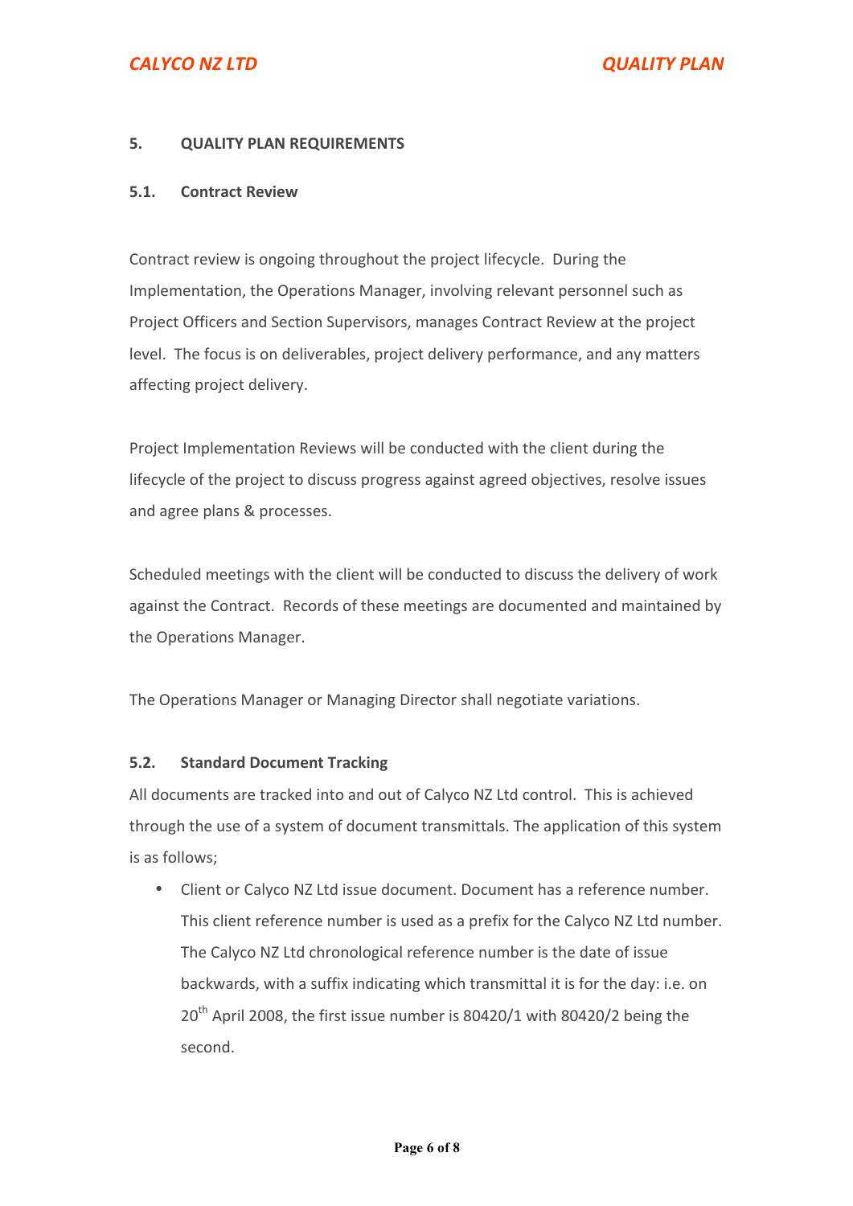## 5. QUALITY PLAN REQUIREMENTS

### 5.1. Contract Review

Contract review is ongoing throughout the project lifecycle. During the Implementation, the Operations Manager, involving relevant personnel such as Project Officers and Section Supervisors, manages Contract Review at the project level. The focus is on deliverables, project delivery performance, and any matters affecting project delivery.

Project Implementation Reviews will be conducted with the client during the lifecycle of the project to discuss progress against agreed objectives, resolve issues and agree plans & processes.

Scheduled meetings with the client will be conducted to discuss the delivery of work against the Contract. Records of these meetings are documented and maintained by the Operations Manager.

The Operations Manager or Managing Director shall negotiate variations.

### 5.2. Standard Document Tracking

All documents are tracked into and out of Calyco NZ Ltd control. This is achieved through the use of a system of document transmittals. The application of this system is as follows;

- Client or Calyco NZ Ltd issue document. Document has a reference number. This client reference number is used as a prefix for the Calyco NZ Ltd number. The Calyco NZ Ltd chronological reference number is the date of issue backwards, with a suffix indicating which transmittal it is for the day: i.e. on 20th April 2008, the first issue number is 80420/1 with 80420/2 being the second.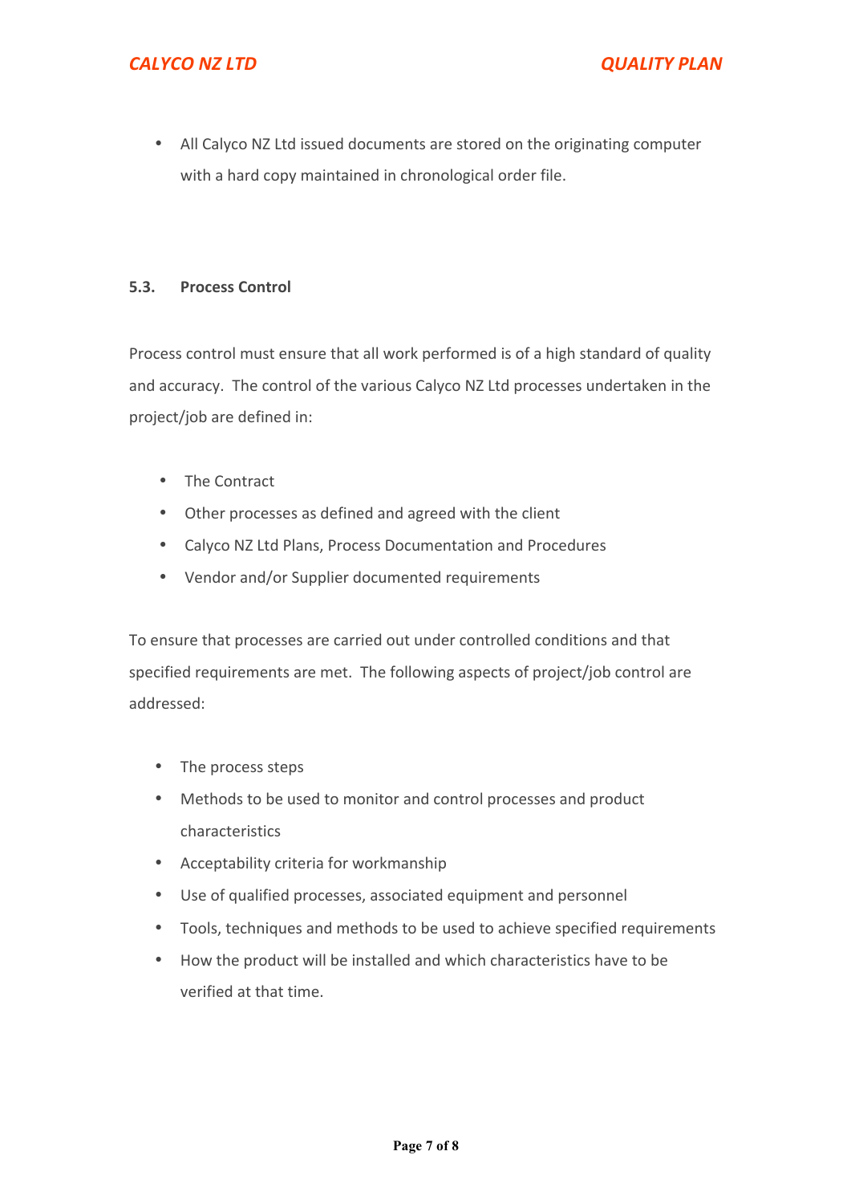- All Calyco NZ Ltd issued documents are stored on the originating computer with a hard copy maintained in chronological order file.

### 5.3. Process Control

Process control must ensure that all work performed is of a high standard of quality and accuracy. The control of the various Calyco NZ Ltd processes undertaken in the project/job are defined in:

- The Contract
- Other processes as defined and agreed with the client
- Calyco NZ Ltd Plans, Process Documentation and Procedures
- Vendor and/or Supplier documented requirements

To ensure that processes are carried out under controlled conditions and that specified requirements are met. The following aspects of project/job control are addressed:

- The process steps
- Methods to be used to monitor and control processes and product characteristics
- Acceptability criteria for workmanship
- Use of qualified processes, associated equipment and personnel
- Tools, techniques and methods to be used to achieve specified requirements
- How the product will be installed and which characteristics have to be verified at that time.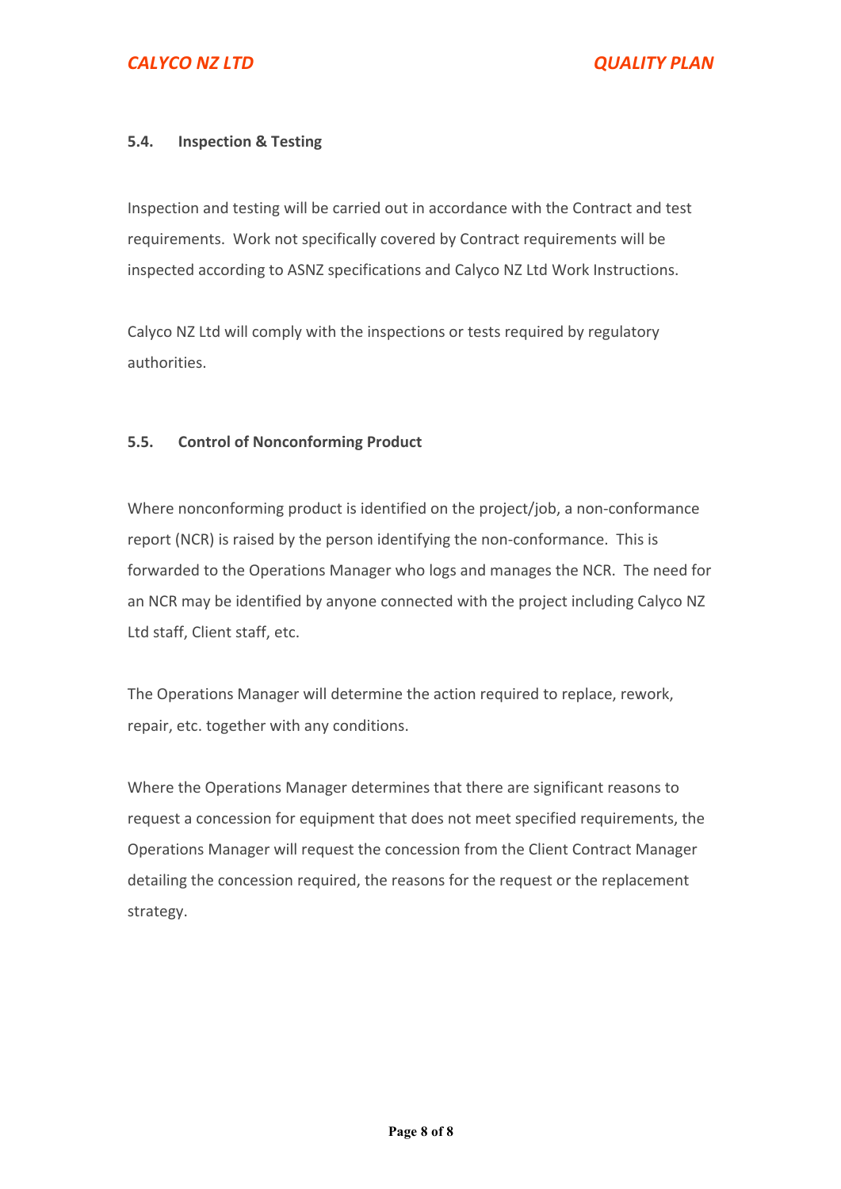### 5.4. Inspection & Testing

Inspection and testing will be carried out in accordance with the Contract and test requirements. Work not specifically covered by Contract requirements will be inspected according to ASNZ specifications and Calyco NZ Ltd Work Instructions.

Calyco NZ Ltd will comply with the inspections or tests required by regulatory authorities.

### 5.5. Control of Nonconforming Product

Where nonconforming product is identified on the project/job, a non-conformance report (NCR) is raised by the person identifying the non-conformance. This is forwarded to the Operations Manager who logs and manages the NCR. The need for an NCR may be identified by anyone connected with the project including Calyco NZ Ltd staff, Client staff, etc.

The Operations Manager will determine the action required to replace, rework, repair, etc. together with any conditions.

Where the Operations Manager determines that there are significant reasons to request a concession for equipment that does not meet specified requirements, the Operations Manager will request the concession from the Client Contract Manager detailing the concession required, the reasons for the request or the replacement strategy.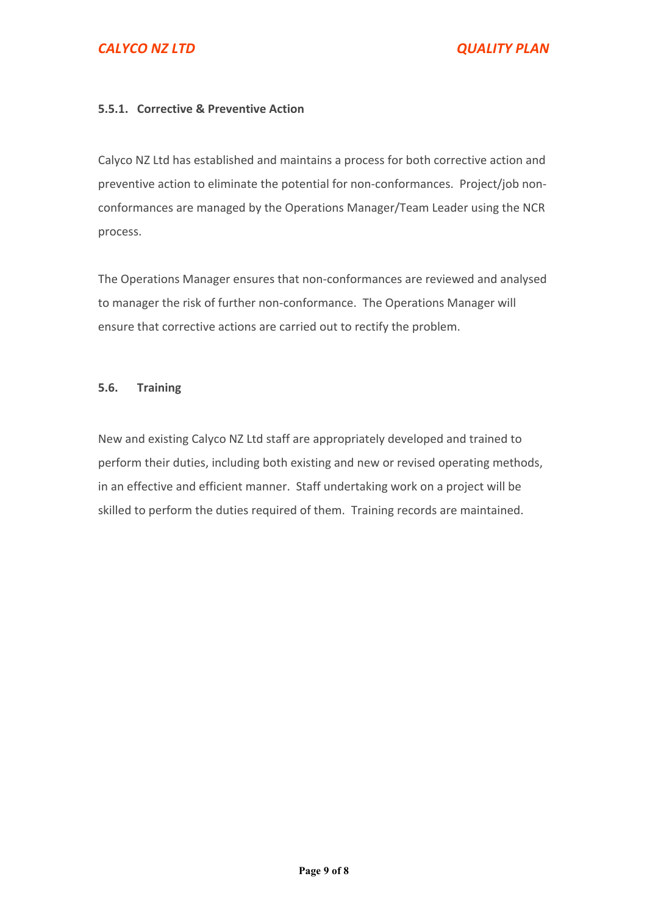#### 5.5.1. Corrective & Preventive Action

Calyco NZ Ltd has established and maintains a process for both corrective action and preventive action to eliminate the potential for non-conformances. Project/job non-conformances are managed by the Operations Manager/Team Leader using the NCR process.

The Operations Manager ensures that non-conformances are reviewed and analysed to manager the risk of further non-conformance. The Operations Manager will ensure that corrective actions are carried out to rectify the problem.

### 5.6. Training

New and existing Calyco NZ Ltd staff are appropriately developed and trained to perform their duties, including both existing and new or revised operating methods, in an effective and efficient manner. Staff undertaking work on a project will be skilled to perform the duties required of them. Training records are maintained.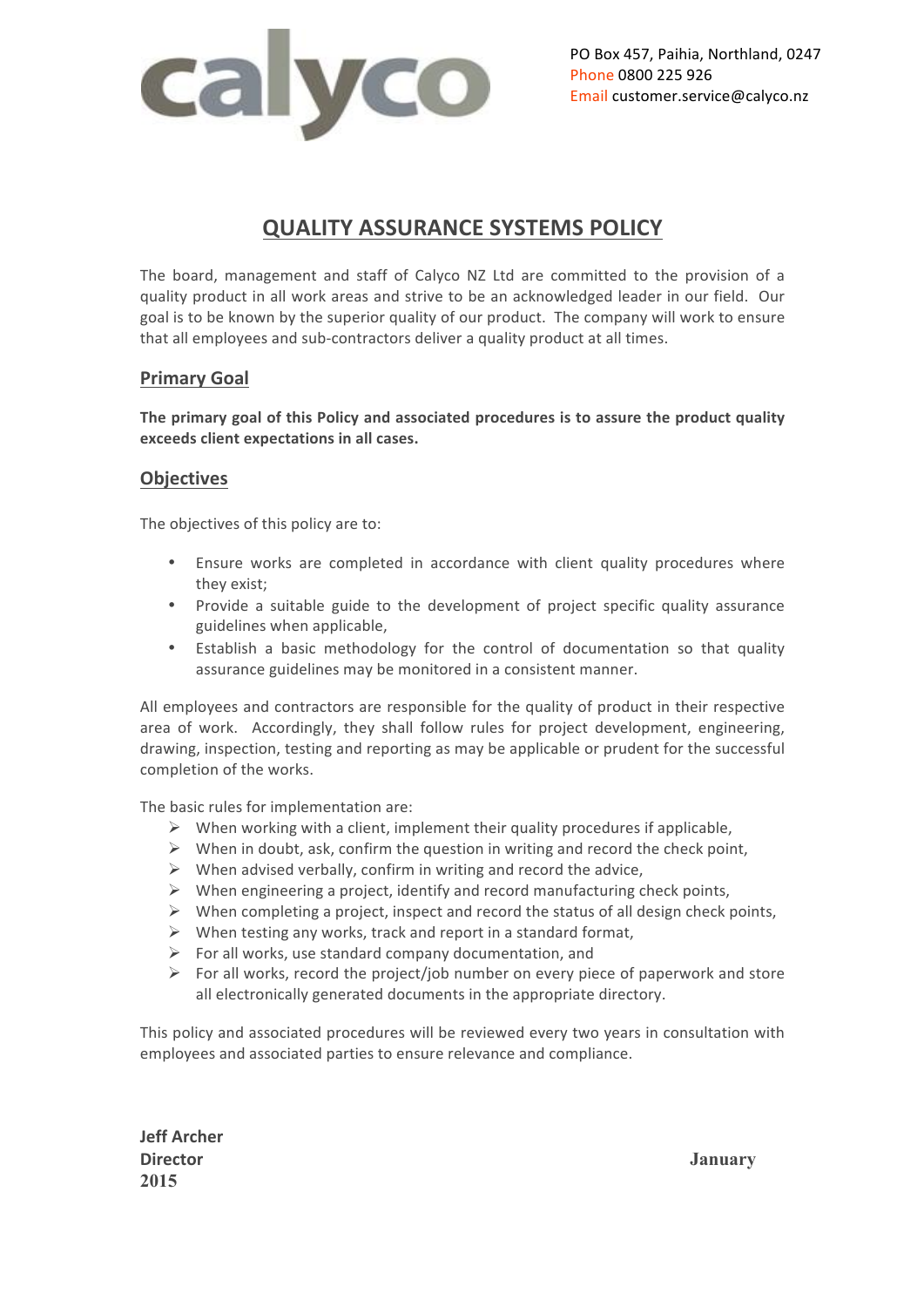calyco

PO Box 457, Paihia, Northland, 0247
Phone 0800 225 926
Email customer.service@calyco.nz

# QUALITY ASSURANCE SYSTEMS POLICY

The board, management and staff of Calyco NZ Ltd are committed to the provision of a quality product in all work areas and strive to be an acknowledged leader in our field. Our goal is to be known by the superior quality of our product. The company will work to ensure that all employees and sub-contractors deliver a quality product at all times.

## Primary Goal

**The primary goal of this Policy and associated procedures is to assure the product quality exceeds client expectations in all cases.**

## Objectives

The objectives of this policy are to:

- Ensure works are completed in accordance with client quality procedures where they exist;
- Provide a suitable guide to the development of project specific quality assurance guidelines when applicable,
- Establish a basic methodology for the control of documentation so that quality assurance guidelines may be monitored in a consistent manner.

All employees and contractors are responsible for the quality of product in their respective area of work. Accordingly, they shall follow rules for project development, engineering, drawing, inspection, testing and reporting as may be applicable or prudent for the successful completion of the works.

The basic rules for implementation are:

- When working with a client, implement their quality procedures if applicable,
- When in doubt, ask, confirm the question in writing and record the check point,
- When advised verbally, confirm in writing and record the advice,
- When engineering a project, identify and record manufacturing check points,
- When completing a project, inspect and record the status of all design check points,
- When testing any works, track and report in a standard format,
- For all works, use standard company documentation, and
- For all works, record the project/job number on every piece of paperwork and store all electronically generated documents in the appropriate directory.

This policy and associated procedures will be reviewed every two years in consultation with employees and associated parties to ensure relevance and compliance.

**Jeff Archer**
**Director**
**January 2015**